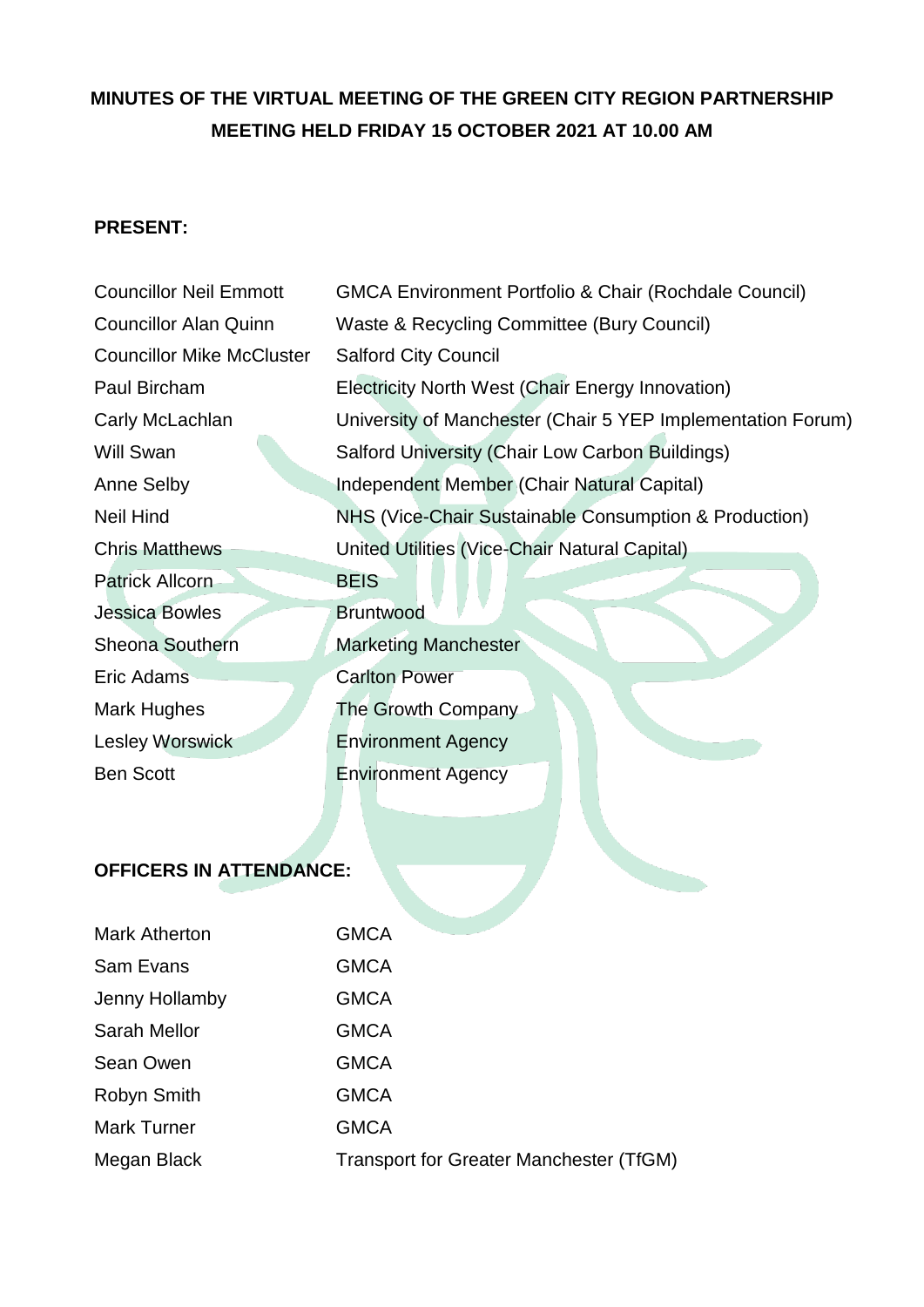# MINUTES OF THE VIRTUAL MEETING OF THE GREEN CITY REGION PARTNERSHIP MEETING HELD FRIDAY 15 OCTOBER 2021 AT 10.00 AM

## PRESENT:

| | |
|---|---|
| Councillor Neil Emmott | GMCA Environment Portfolio & Chair (Rochdale Council) |
| Councillor Alan Quinn | Waste & Recycling Committee (Bury Council) |
| Councillor Mike McCluster | Salford City Council |
| Paul Bircham | Electricity North West (Chair Energy Innovation) |
| Carly McLachlan | University of Manchester (Chair 5 YEP Implementation Forum) |
| Will Swan | Salford University (Chair Low Carbon Buildings) |
| Anne Selby | Independent Member (Chair Natural Capital) |
| Neil Hind | NHS (Vice-Chair Sustainable Consumption & Production) |
| Chris Matthews | United Utilities (Vice-Chair Natural Capital) |
| Patrick Allcorn | BEIS |
| Jessica Bowles | Bruntwood |
| Sheona Southern | Marketing Manchester |
| Eric Adams | Carlton Power |
| Mark Hughes | The Growth Company |
| Lesley Worswick | Environment Agency |
| Ben Scott | Environment Agency |

## OFFICERS IN ATTENDANCE:

| | |
|---|---|
| Mark Atherton | GMCA |
| Sam Evans | GMCA |
| Jenny Hollamby | GMCA |
| Sarah Mellor | GMCA |
| Sean Owen | GMCA |
| Robyn Smith | GMCA |
| Mark Turner | GMCA |
| Megan Black | Transport for Greater Manchester (TfGM) |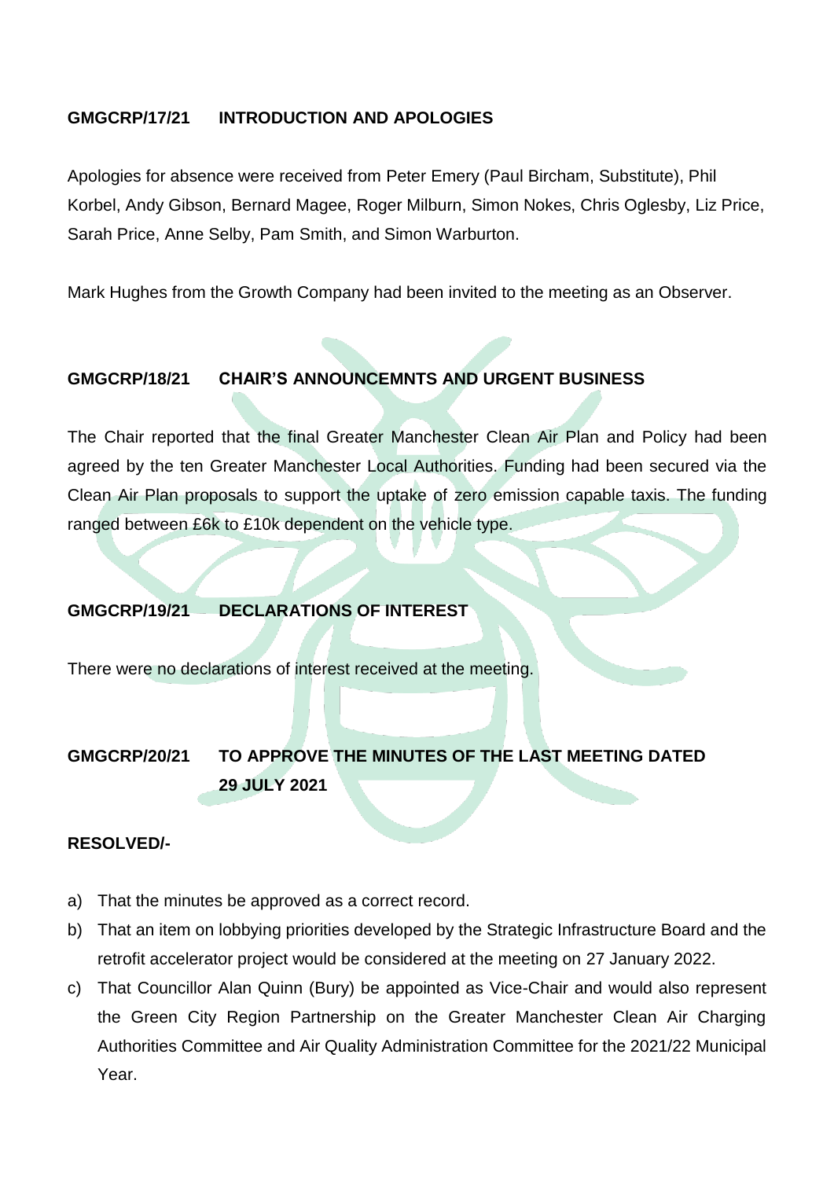**GMGCRP/17/21 INTRODUCTION AND APOLOGIES**

Apologies for absence were received from Peter Emery (Paul Bircham, Substitute), Phil Korbel, Andy Gibson, Bernard Magee, Roger Milburn, Simon Nokes, Chris Oglesby, Liz Price, Sarah Price, Anne Selby, Pam Smith, and Simon Warburton.

Mark Hughes from the Growth Company had been invited to the meeting as an Observer.

**GMGCRP/18/21 CHAIR'S ANNOUNCEMNTS AND URGENT BUSINESS**

The Chair reported that the final Greater Manchester Clean Air Plan and Policy had been agreed by the ten Greater Manchester Local Authorities. Funding had been secured via the Clean Air Plan proposals to support the uptake of zero emission capable taxis. The funding ranged between £6k to £10k dependent on the vehicle type.

**GMGCRP/19/21 DECLARATIONS OF INTEREST**

There were no declarations of interest received at the meeting.

**GMGCRP/20/21 TO APPROVE THE MINUTES OF THE LAST MEETING DATED 29 JULY 2021**

**RESOLVED/-**

a) That the minutes be approved as a correct record.
b) That an item on lobbying priorities developed by the Strategic Infrastructure Board and the retrofit accelerator project would be considered at the meeting on 27 January 2022.
c) That Councillor Alan Quinn (Bury) be appointed as Vice-Chair and would also represent the Green City Region Partnership on the Greater Manchester Clean Air Charging Authorities Committee and Air Quality Administration Committee for the 2021/22 Municipal Year.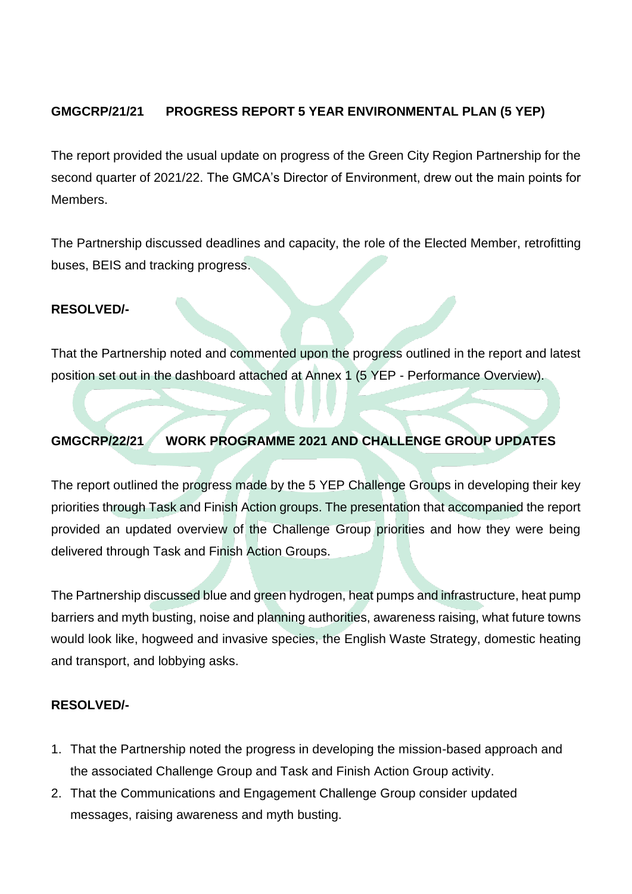**GMGCRP/21/21 PROGRESS REPORT 5 YEAR ENVIRONMENTAL PLAN (5 YEP)**

The report provided the usual update on progress of the Green City Region Partnership for the second quarter of 2021/22. The GMCA's Director of Environment, drew out the main points for Members.

The Partnership discussed deadlines and capacity, the role of the Elected Member, retrofitting buses, BEIS and tracking progress.

**RESOLVED/-**

That the Partnership noted and commented upon the progress outlined in the report and latest position set out in the dashboard attached at Annex 1 (5 YEP - Performance Overview).

**GMGCRP/22/21 WORK PROGRAMME 2021 AND CHALLENGE GROUP UPDATES**

The report outlined the progress made by the 5 YEP Challenge Groups in developing their key priorities through Task and Finish Action groups. The presentation that accompanied the report provided an updated overview of the Challenge Group priorities and how they were being delivered through Task and Finish Action Groups.

The Partnership discussed blue and green hydrogen, heat pumps and infrastructure, heat pump barriers and myth busting, noise and planning authorities, awareness raising, what future towns would look like, hogweed and invasive species, the English Waste Strategy, domestic heating and transport, and lobbying asks.

**RESOLVED/-**

1. That the Partnership noted the progress in developing the mission-based approach and the associated Challenge Group and Task and Finish Action Group activity.
2. That the Communications and Engagement Challenge Group consider updated messages, raising awareness and myth busting.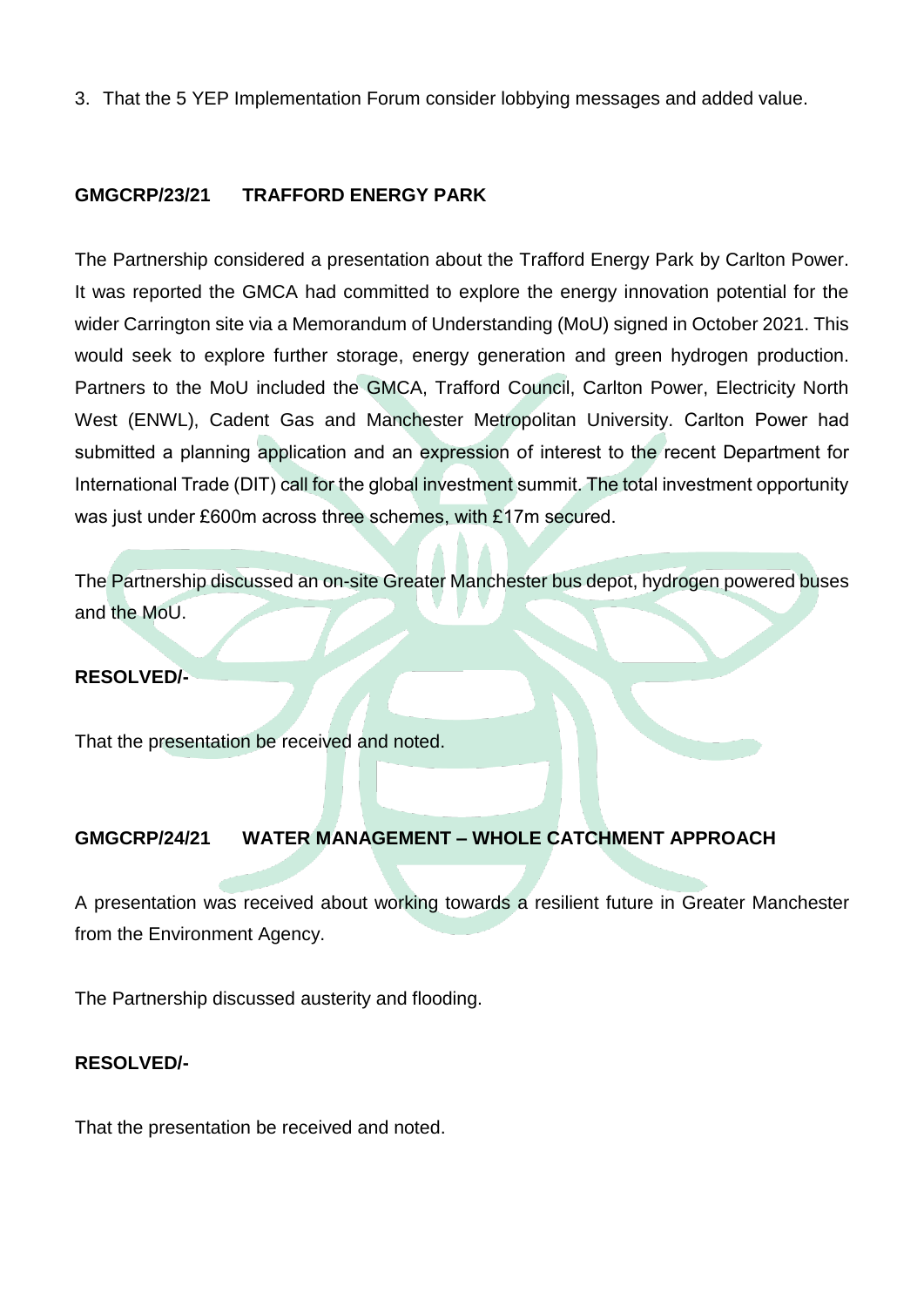3. That the 5 YEP Implementation Forum consider lobbying messages and added value.

**GMGCRP/23/21 TRAFFORD ENERGY PARK**

The Partnership considered a presentation about the Trafford Energy Park by Carlton Power. It was reported the GMCA had committed to explore the energy innovation potential for the wider Carrington site via a Memorandum of Understanding (MoU) signed in October 2021. This would seek to explore further storage, energy generation and green hydrogen production. Partners to the MoU included the GMCA, Trafford Council, Carlton Power, Electricity North West (ENWL), Cadent Gas and Manchester Metropolitan University. Carlton Power had submitted a planning application and an expression of interest to the recent Department for International Trade (DIT) call for the global investment summit. The total investment opportunity was just under £600m across three schemes, with £17m secured.

The Partnership discussed an on-site Greater Manchester bus depot, hydrogen powered buses and the MoU.

**RESOLVED/-**

That the presentation be received and noted.

**GMGCRP/24/21 WATER MANAGEMENT – WHOLE CATCHMENT APPROACH**

A presentation was received about working towards a resilient future in Greater Manchester from the Environment Agency.

The Partnership discussed austerity and flooding.

**RESOLVED/-**

That the presentation be received and noted.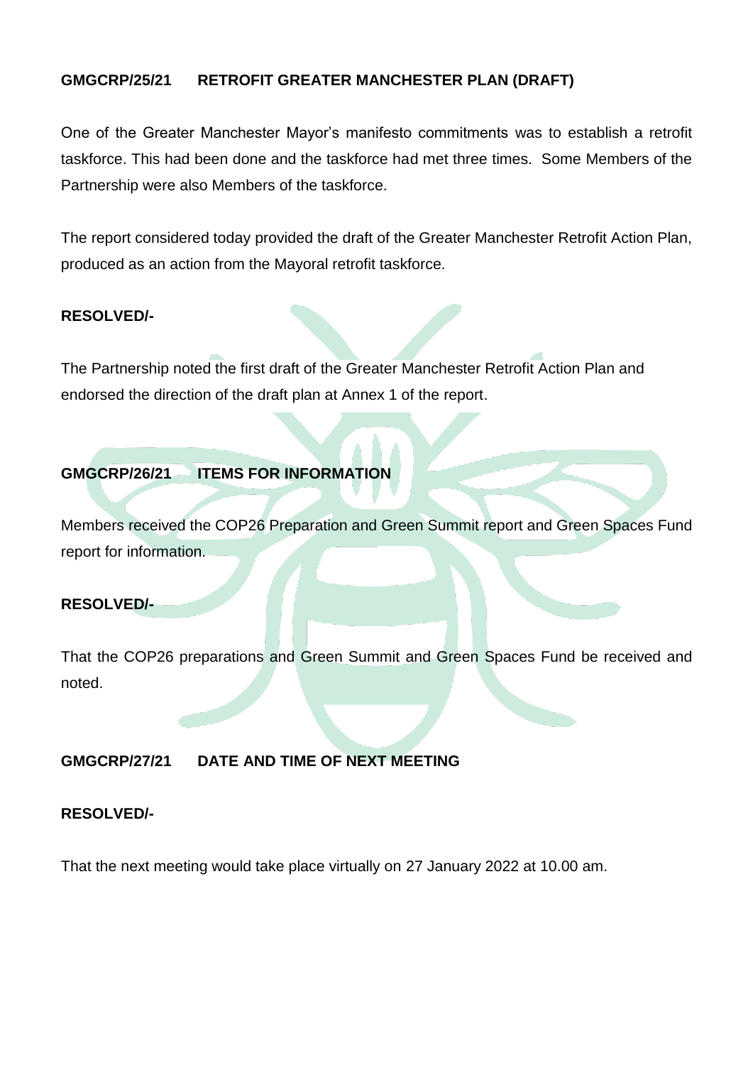**GMGCRP/25/21 RETROFIT GREATER MANCHESTER PLAN (DRAFT)**

One of the Greater Manchester Mayor's manifesto commitments was to establish a retrofit taskforce. This had been done and the taskforce had met three times. Some Members of the Partnership were also Members of the taskforce.

The report considered today provided the draft of the Greater Manchester Retrofit Action Plan, produced as an action from the Mayoral retrofit taskforce.

**RESOLVED/-**

The Partnership noted the first draft of the Greater Manchester Retrofit Action Plan and endorsed the direction of the draft plan at Annex 1 of the report.

**GMGCRP/26/21 ITEMS FOR INFORMATION**

Members received the COP26 Preparation and Green Summit report and Green Spaces Fund report for information.

**RESOLVED/-**

That the COP26 preparations and Green Summit and Green Spaces Fund be received and noted.

**GMGCRP/27/21 DATE AND TIME OF NEXT MEETING**

**RESOLVED/-**

That the next meeting would take place virtually on 27 January 2022 at 10.00 am.